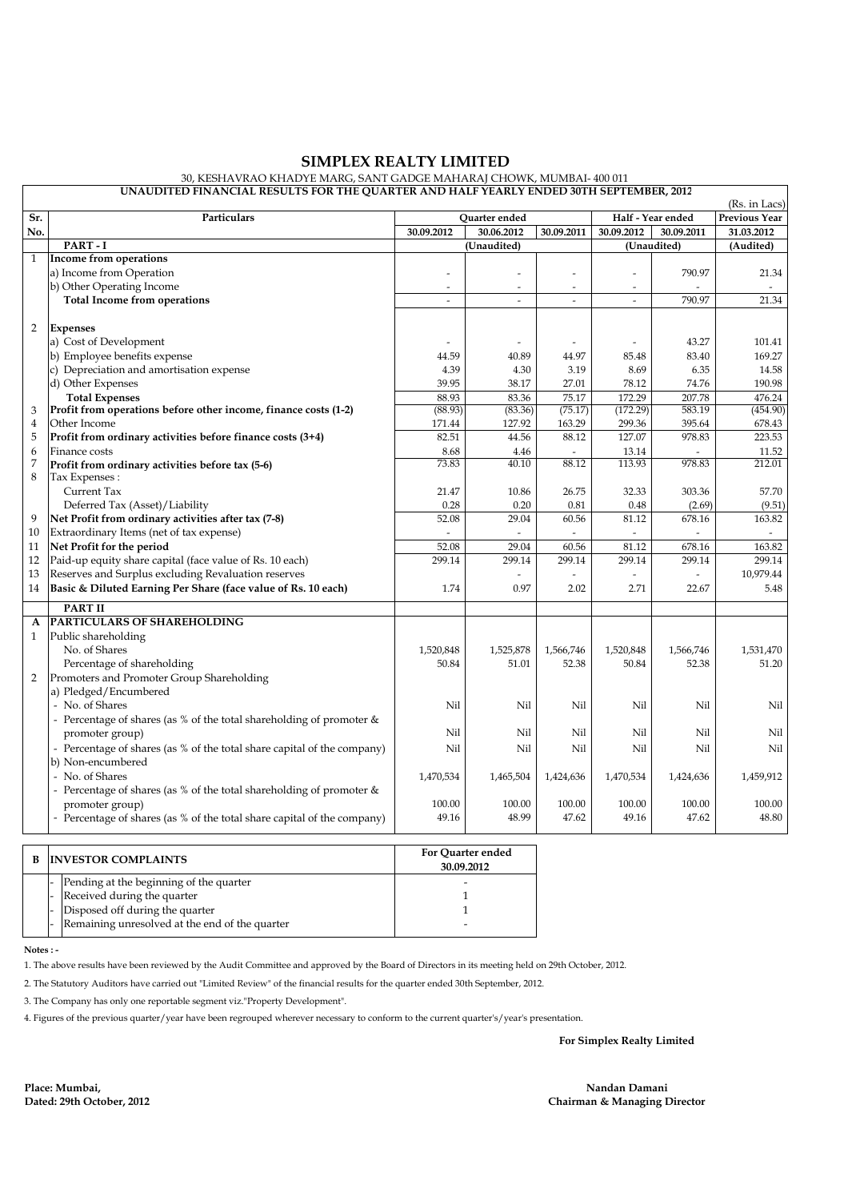# SIMPLEX REALTY LIMITED

30, KESHAVRAO KHADYE MARG, SANT GADGE MAHARAJ CHOWK, MUMBAI- 400 011

**UNAUDITED FINANCIAL RESULTS FOR THE QUARTER AND HALF YEARLY ENDED 30TH SEPTEMBER, 2012**

(Rs. in Lacs)

| Sr. No. | Particulars | Quarter ended | | | Half - Year ended | | Previous Year |
|---|---|---|---|---|---|---|---|
| | | 30.09.2012 | 30.06.2012 | 30.09.2011 | 30.09.2012 | 30.09.2011 | 31.03.2012 |
| | **PART - I** | | (Unaudited) | | (Unaudited) | | (Audited) |
| 1 | **Income from operations** | | | | | | |
| | a) Income from Operation | - | - | - | - | 790.97 | 21.34 |
| | b) Other Operating Income | - | - | - | - | - | - |
| | **Total Income from operations** | - | - | - | - | 790.97 | 21.34 |
| 2 | **Expenses** | | | | | | |
| | a) Cost of Development | - | - | - | - | 43.27 | 101.41 |
| | b) Employee benefits expense | 44.59 | 40.89 | 44.97 | 85.48 | 83.40 | 169.27 |
| | c) Depreciation and amortisation expense | 4.39 | 4.30 | 3.19 | 8.69 | 6.35 | 14.58 |
| | d) Other Expenses | 39.95 | 38.17 | 27.01 | 78.12 | 74.76 | 190.98 |
| | **Total Expenses** | 88.93 | 83.36 | 75.17 | 172.29 | 207.78 | 476.24 |
| 3 | **Profit from operations before other income, finance costs (1-2)** | (88.93) | (83.36) | (75.17) | (172.29) | 583.19 | (454.90) |
| 4 | Other Income | 171.44 | 127.92 | 163.29 | 299.36 | 395.64 | 678.43 |
| 5 | **Profit from ordinary activities before finance costs (3+4)** | 82.51 | 44.56 | 88.12 | 127.07 | 978.83 | 223.53 |
| 6 | Finance costs | 8.68 | 4.46 | - | 13.14 | - | 11.52 |
| 7 | **Profit from ordinary activities before tax (5-6)** | 73.83 | 40.10 | 88.12 | 113.93 | 978.83 | 212.01 |
| 8 | Tax Expenses : | | | | | | |
| | Current Tax | 21.47 | 10.86 | 26.75 | 32.33 | 303.36 | 57.70 |
| | Deferred Tax (Asset)/Liability | 0.28 | 0.20 | 0.81 | 0.48 | (2.69) | (9.51) |
| 9 | **Net Profit from ordinary activities after tax (7-8)** | 52.08 | 29.04 | 60.56 | 81.12 | 678.16 | 163.82 |
| 10 | Extraordinary Items (net of tax expense) | - | - | - | - | - | - |
| 11 | **Net Profit for the period** | 52.08 | 29.04 | 60.56 | 81.12 | 678.16 | 163.82 |
| 12 | Paid-up equity share capital (face value of Rs. 10 each) | 299.14 | 299.14 | 299.14 | 299.14 | 299.14 | 299.14 |
| 13 | Reserves and Surplus excluding Revaluation reserves | | - | - | - | - | 10,979.44 |
| 14 | **Basic & Diluted Earning Per Share (face value of Rs. 10 each)** | 1.74 | 0.97 | 2.02 | 2.71 | 22.67 | 5.48 |
| | **PART II** | | | | | | |
| A | **PARTICULARS OF SHAREHOLDING** | | | | | | |
| 1 | Public shareholding | | | | | | |
| | No. of Shares | 1,520,848 | 1,525,878 | 1,566,746 | 1,520,848 | 1,566,746 | 1,531,470 |
| | Percentage of shareholding | 50.84 | 51.01 | 52.38 | 50.84 | 52.38 | 51.20 |
| 2 | Promoters and Promoter Group Shareholding | | | | | | |
| | a) Pledged/Encumbered | | | | | | |
| | - No. of Shares | Nil | Nil | Nil | Nil | Nil | Nil |
| | - Percentage of shares (as % of the total shareholding of promoter & promoter group) | Nil | Nil | Nil | Nil | Nil | Nil |
| | - Percentage of shares (as % of the total share capital of the company) | Nil | Nil | Nil | Nil | Nil | Nil |
| | b) Non-encumbered | | | | | | |
| | - No. of Shares | 1,470,534 | 1,465,504 | 1,424,636 | 1,470,534 | 1,424,636 | 1,459,912 |
| | - Percentage of shares (as % of the total shareholding of promoter & promoter group) | 100.00 | 100.00 | 100.00 | 100.00 | 100.00 | 100.00 |
| | - Percentage of shares (as % of the total share capital of the company) | 49.16 | 48.99 | 47.62 | 49.16 | 47.62 | 48.80 |

| B | INVESTOR COMPLAINTS | For Quarter ended 30.09.2012 |
|---|---|---|
| | - Pending at the beginning of the quarter | - |
| | - Received during the quarter | 1 |
| | - Disposed off during the quarter | 1 |
| | - Remaining unresolved at the end of the quarter | - |

**Notes : -**

1. The above results have been reviewed by the Audit Committee and approved by the Board of Directors in its meeting held on 29th October, 2012.

2. The Statutory Auditors have carried out "Limited Review" of the financial results for the quarter ended 30th September, 2012.

3. The Company has only one reportable segment viz."Property Development".

4. Figures of the previous quarter/year have been regrouped wherever necessary to conform to the current quarter's/year's presentation.

**For Simplex Realty Limited**

**Place: Mumbai,**
**Dated: 29th October, 2012**

**Nandan Damani**
**Chairman & Managing Director**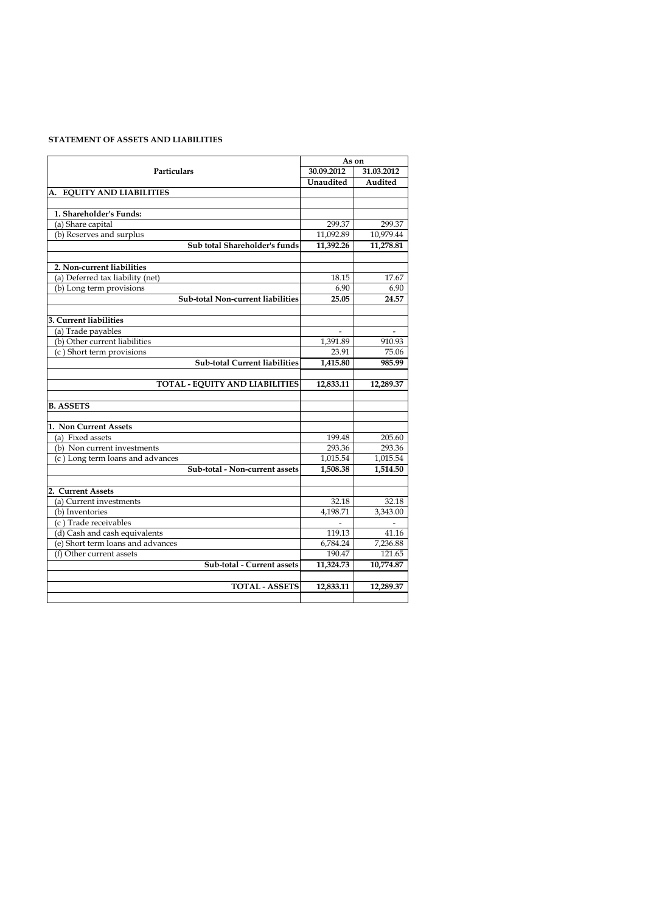**STATEMENT OF ASSETS AND LIABILITIES**

| Particulars | As on | |
|---|---|---|
| | 30.09.2012 | 31.03.2012 |
| | Unaudited | Audited |
| **A. EQUITY AND LIABILITIES** | | |
| | | |
| **1. Shareholder's Funds:** | | |
| (a) Share capital | 299.37 | 299.37 |
| (b) Reserves and surplus | 11,092.89 | 10,979.44 |
| **Sub total Shareholder's funds** | **11,392.26** | **11,278.81** |
| | | |
| **2. Non-current liabilities** | | |
| (a) Deferred tax liability (net) | 18.15 | 17.67 |
| (b) Long term provisions | 6.90 | 6.90 |
| **Sub-total Non-current liabilities** | **25.05** | **24.57** |
| | | |
| **3. Current liabilities** | | |
| (a) Trade payables | - | - |
| (b) Other current liabilities | 1,391.89 | 910.93 |
| (c ) Short term provisions | 23.91 | 75.06 |
| **Sub-total Current liabilities** | **1,415.80** | **985.99** |
| | | |
| **TOTAL - EQUITY AND LIABILITIES** | **12,833.11** | **12,289.37** |
| | | |
| **B. ASSETS** | | |
| | | |
| **1. Non Current Assets** | | |
| (a) Fixed assets | 199.48 | 205.60 |
| (b) Non current investments | 293.36 | 293.36 |
| (c ) Long term loans and advances | 1,015.54 | 1,015.54 |
| **Sub-total - Non-current assets** | **1,508.38** | **1,514.50** |
| | | |
| **2. Current Assets** | | |
| (a) Current investments | 32.18 | 32.18 |
| (b) Inventories | 4,198.71 | 3,343.00 |
| (c ) Trade receivables | - | - |
| (d) Cash and cash equivalents | 119.13 | 41.16 |
| (e) Short term loans and advances | 6,784.24 | 7,236.88 |
| (f) Other current assets | 190.47 | 121.65 |
| **Sub-total - Current assets** | **11,324.73** | **10,774.87** |
| | | |
| **TOTAL - ASSETS** | **12,833.11** | **12,289.37** |